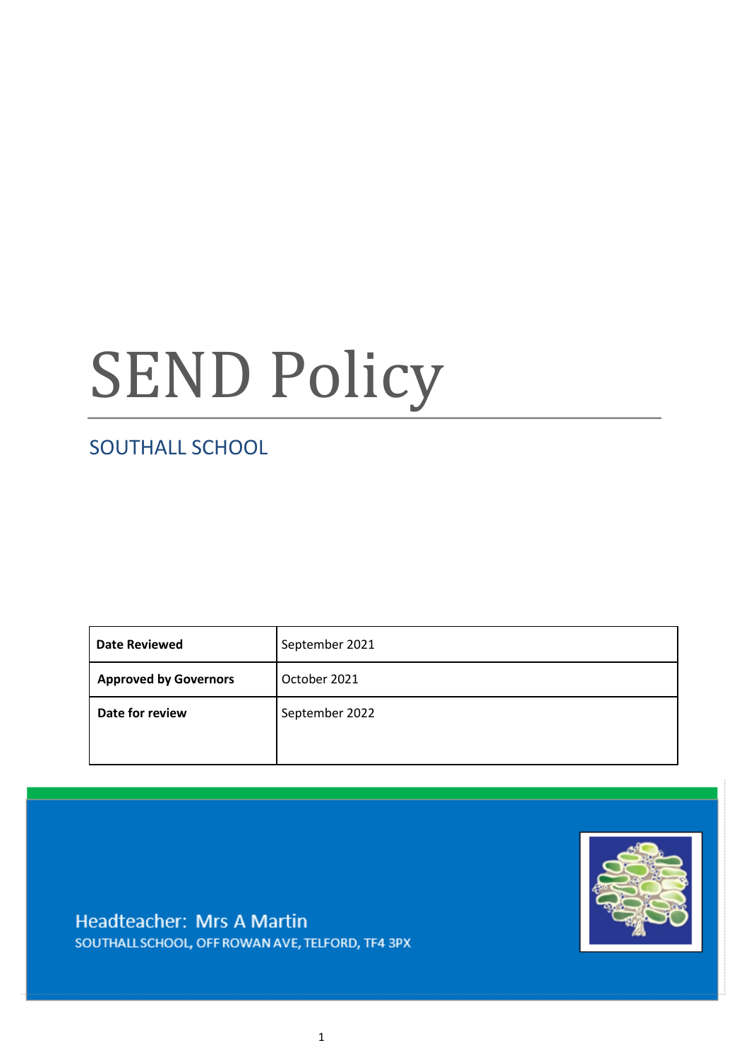# SEND Policy

## SOUTHALL SCHOOL

| **Date Reviewed** | September 2021 |
| --- | --- |
| **Approved by Governors** | October 2021 |
| **Date for review** | September 2022 |

Headteacher: Mrs A Martin

SOUTHALL SCHOOL, OFF ROWAN AVE, TELFORD, TF4 3PX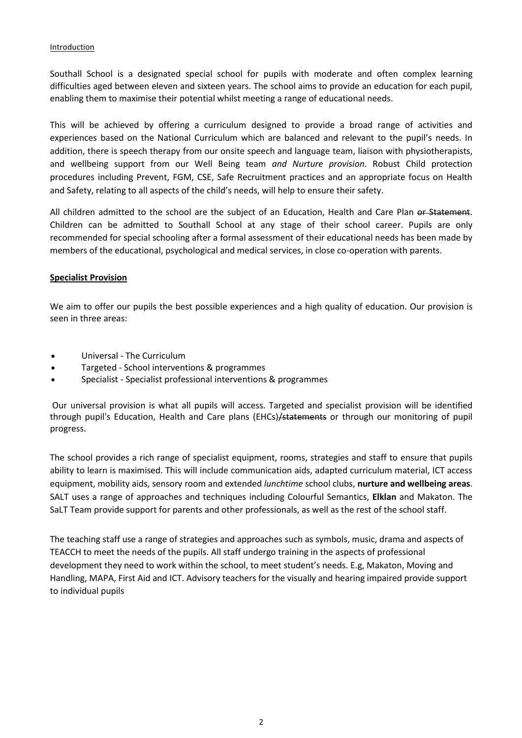Introduction

Southall School is a designated special school for pupils with moderate and often complex learning difficulties aged between eleven and sixteen years. The school aims to provide an education for each pupil, enabling them to maximise their potential whilst meeting a range of educational needs.

This will be achieved by offering a curriculum designed to provide a broad range of activities and experiences based on the National Curriculum which are balanced and relevant to the pupil's needs. In addition, there is speech therapy from our onsite speech and language team, liaison with physiotherapists, and wellbeing support from our Well Being team *and Nurture provision*. Robust Child protection procedures including Prevent, FGM, CSE, Safe Recruitment practices and an appropriate focus on Health and Safety, relating to all aspects of the child's needs, will help to ensure their safety.

All children admitted to the school are the subject of an Education, Health and Care Plan ~~or Statement~~. Children can be admitted to Southall School at any stage of their school career. Pupils are only recommended for special schooling after a formal assessment of their educational needs has been made by members of the educational, psychological and medical services, in close co-operation with parents.

## Specialist Provision

We aim to offer our pupils the best possible experiences and a high quality of education. Our provision is seen in three areas:

- Universal - The Curriculum
- Targeted - School interventions & programmes
- Specialist - Specialist professional interventions & programmes

Our universal provision is what all pupils will access. Targeted and specialist provision will be identified through pupil's Education, Health and Care plans (EHCs)~~/statements~~ or through our monitoring of pupil progress.

The school provides a rich range of specialist equipment, rooms, strategies and staff to ensure that pupils ability to learn is maximised. This will include communication aids, adapted curriculum material, ICT access equipment, mobility aids, sensory room and extended *lunchtime* school clubs, **nurture and wellbeing areas**. SALT uses a range of approaches and techniques including Colourful Semantics, **Elklan** and Makaton. The SaLT Team provide support for parents and other professionals, as well as the rest of the school staff.

The teaching staff use a range of strategies and approaches such as symbols, music, drama and aspects of TEACCH to meet the needs of the pupils. All staff undergo training in the aspects of professional development they need to work within the school, to meet student's needs. E.g, Makaton, Moving and Handling, MAPA, First Aid and ICT. Advisory teachers for the visually and hearing impaired provide support to individual pupils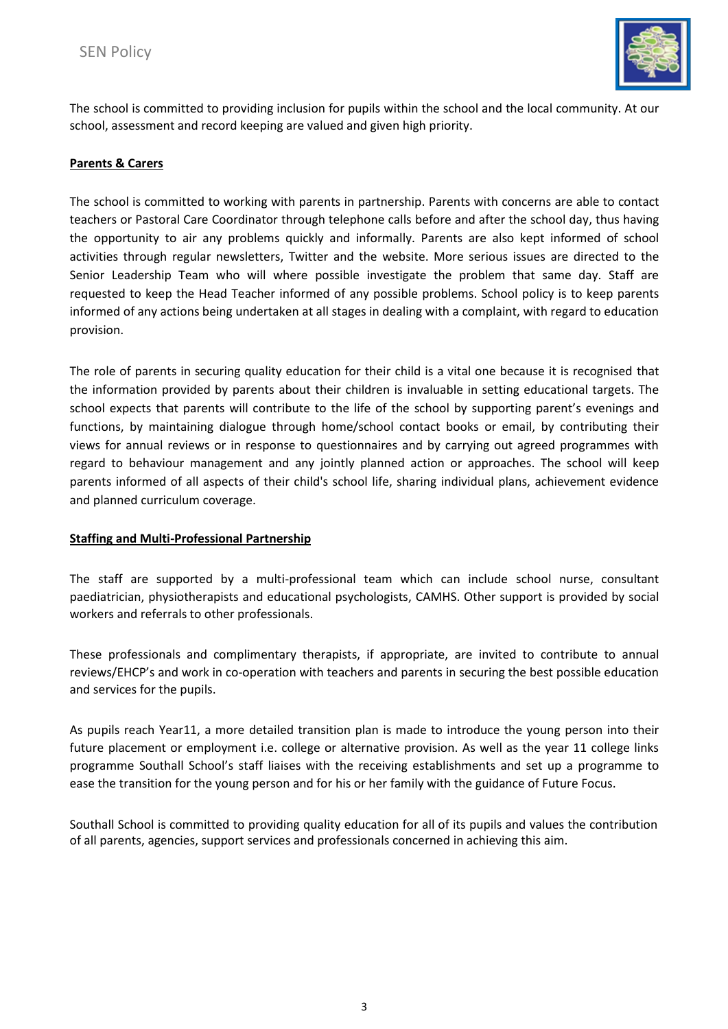The school is committed to providing inclusion for pupils within the school and the local community. At our school, assessment and record keeping are valued and given high priority.

**Parents & Carers**

The school is committed to working with parents in partnership. Parents with concerns are able to contact teachers or Pastoral Care Coordinator through telephone calls before and after the school day, thus having the opportunity to air any problems quickly and informally. Parents are also kept informed of school activities through regular newsletters, Twitter and the website. More serious issues are directed to the Senior Leadership Team who will where possible investigate the problem that same day. Staff are requested to keep the Head Teacher informed of any possible problems. School policy is to keep parents informed of any actions being undertaken at all stages in dealing with a complaint, with regard to education provision.

The role of parents in securing quality education for their child is a vital one because it is recognised that the information provided by parents about their children is invaluable in setting educational targets. The school expects that parents will contribute to the life of the school by supporting parent's evenings and functions, by maintaining dialogue through home/school contact books or email, by contributing their views for annual reviews or in response to questionnaires and by carrying out agreed programmes with regard to behaviour management and any jointly planned action or approaches. The school will keep parents informed of all aspects of their child's school life, sharing individual plans, achievement evidence and planned curriculum coverage.

**Staffing and Multi-Professional Partnership**

The staff are supported by a multi-professional team which can include school nurse, consultant paediatrician, physiotherapists and educational psychologists, CAMHS. Other support is provided by social workers and referrals to other professionals.

These professionals and complimentary therapists, if appropriate, are invited to contribute to annual reviews/EHCP's and work in co-operation with teachers and parents in securing the best possible education and services for the pupils.

As pupils reach Year11, a more detailed transition plan is made to introduce the young person into their future placement or employment i.e. college or alternative provision. As well as the year 11 college links programme Southall School's staff liaises with the receiving establishments and set up a programme to ease the transition for the young person and for his or her family with the guidance of Future Focus.

Southall School is committed to providing quality education for all of its pupils and values the contribution of all parents, agencies, support services and professionals concerned in achieving this aim.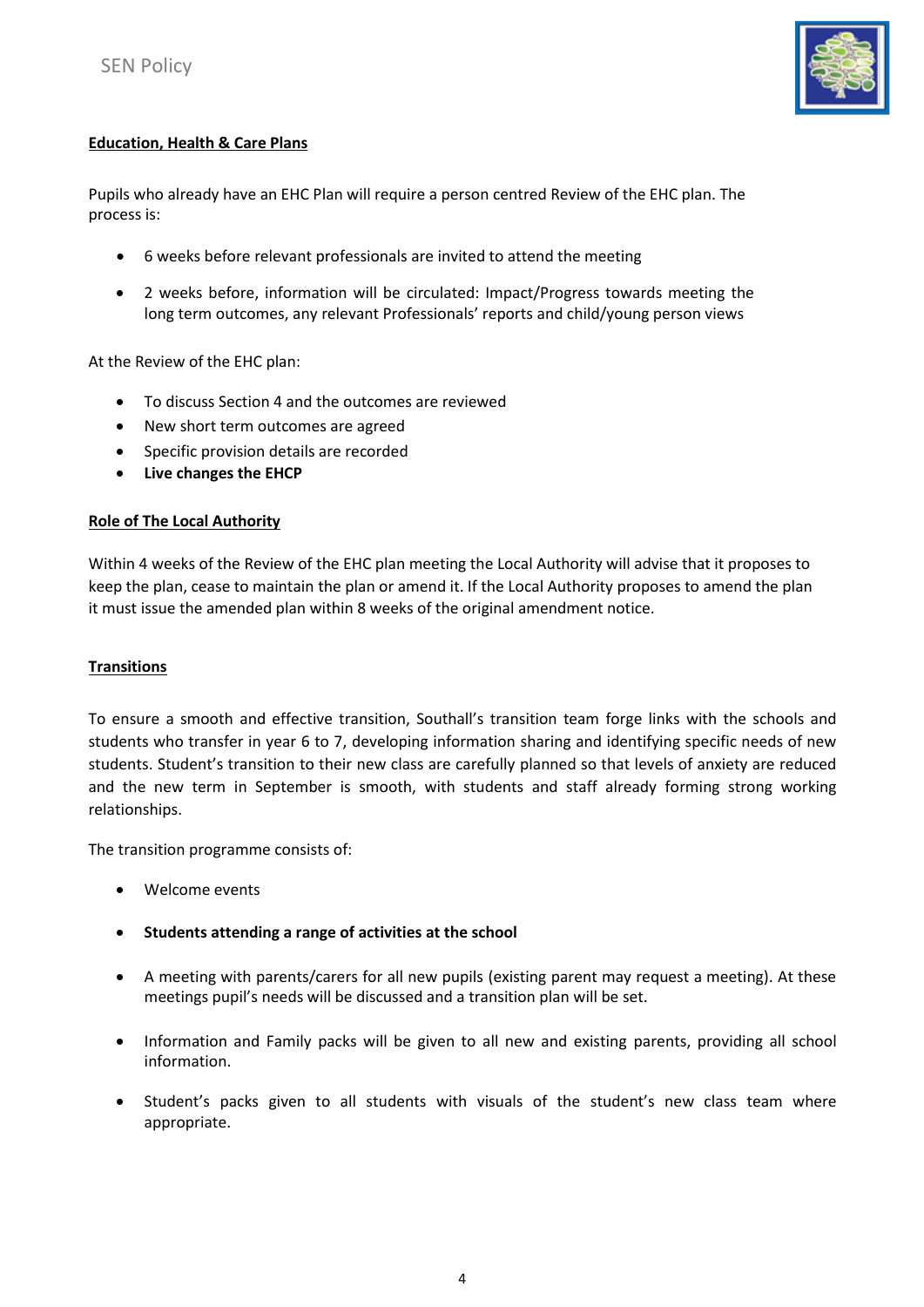**Education, Health & Care Plans**

Pupils who already have an EHC Plan will require a person centred Review of the EHC plan. The process is:

- 6 weeks before relevant professionals are invited to attend the meeting

- 2 weeks before, information will be circulated: Impact/Progress towards meeting the long term outcomes, any relevant Professionals' reports and child/young person views

At the Review of the EHC plan:

- To discuss Section 4 and the outcomes are reviewed
- New short term outcomes are agreed
- Specific provision details are recorded
- **Live changes the EHCP**

**Role of The Local Authority**

Within 4 weeks of the Review of the EHC plan meeting the Local Authority will advise that it proposes to keep the plan, cease to maintain the plan or amend it. If the Local Authority proposes to amend the plan it must issue the amended plan within 8 weeks of the original amendment notice.

**Transitions**

To ensure a smooth and effective transition, Southall's transition team forge links with the schools and students who transfer in year 6 to 7, developing information sharing and identifying specific needs of new students. Student's transition to their new class are carefully planned so that levels of anxiety are reduced and the new term in September is smooth, with students and staff already forming strong working relationships.

The transition programme consists of:

- Welcome events

- **Students attending a range of activities at the school**

- A meeting with parents/carers for all new pupils (existing parent may request a meeting). At these meetings pupil's needs will be discussed and a transition plan will be set.

- Information and Family packs will be given to all new and existing parents, providing all school information.

- Student's packs given to all students with visuals of the student's new class team where appropriate.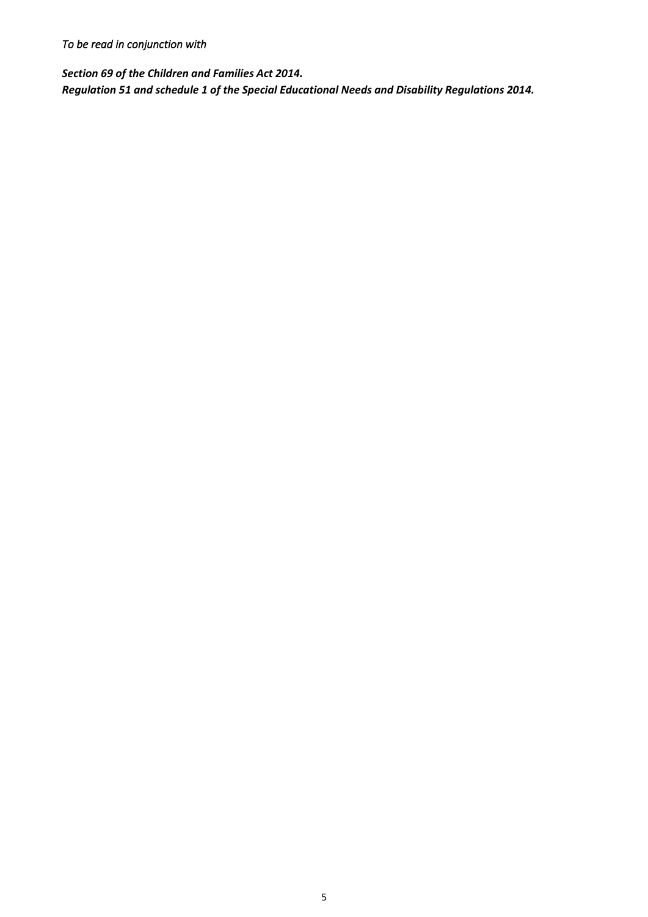*To be read in conjunction with*

***Section 69 of the Children and Families Act 2014.***
***Regulation 51 and schedule 1 of the Special Educational Needs and Disability Regulations 2014.***